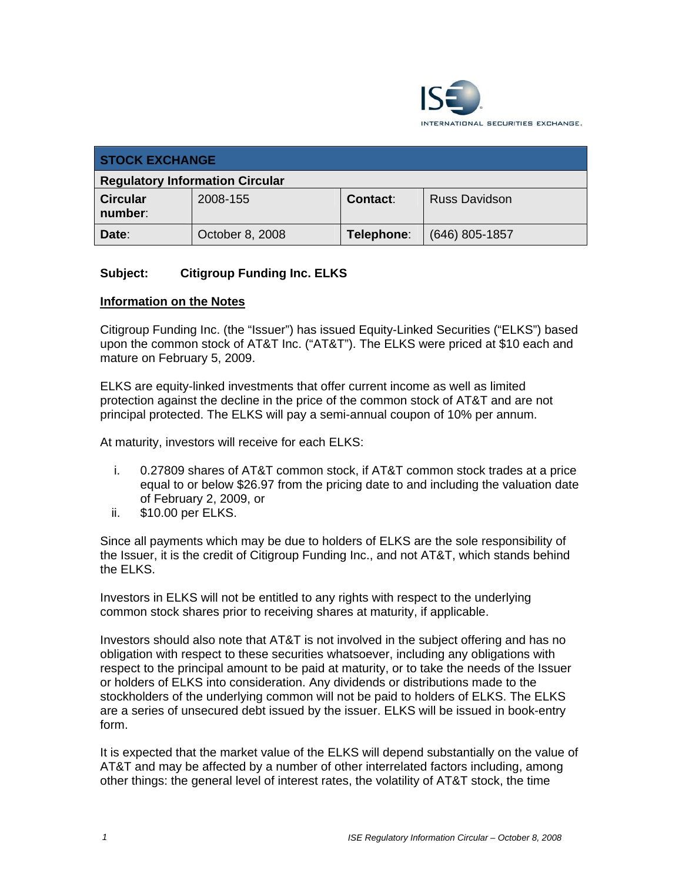| STOCK EXCHANGE | | | |
|---|---|---|---|
| **Regulatory Information Circular** | | | |
| **Circular number:** | 2008-155 | **Contact:** | Russ Davidson |
| **Date:** | October 8, 2008 | **Telephone:** | (646) 805-1857 |

**Subject: Citigroup Funding Inc. ELKS**

## Information on the Notes

Citigroup Funding Inc. (the "Issuer") has issued Equity-Linked Securities ("ELKS") based upon the common stock of AT&T Inc. ("AT&T"). The ELKS were priced at $10 each and mature on February 5, 2009.

ELKS are equity-linked investments that offer current income as well as limited protection against the decline in the price of the common stock of AT&T and are not principal protected. The ELKS will pay a semi-annual coupon of 10% per annum.

At maturity, investors will receive for each ELKS:

i. 0.27809 shares of AT&T common stock, if AT&T common stock trades at a price equal to or below $26.97 from the pricing date to and including the valuation date of February 2, 2009, or
ii. $10.00 per ELKS.

Since all payments which may be due to holders of ELKS are the sole responsibility of the Issuer, it is the credit of Citigroup Funding Inc., and not AT&T, which stands behind the ELKS.

Investors in ELKS will not be entitled to any rights with respect to the underlying common stock shares prior to receiving shares at maturity, if applicable.

Investors should also note that AT&T is not involved in the subject offering and has no obligation with respect to these securities whatsoever, including any obligations with respect to the principal amount to be paid at maturity, or to take the needs of the Issuer or holders of ELKS into consideration. Any dividends or distributions made to the stockholders of the underlying common will not be paid to holders of ELKS. The ELKS are a series of unsecured debt issued by the issuer. ELKS will be issued in book-entry form.

It is expected that the market value of the ELKS will depend substantially on the value of AT&T and may be affected by a number of other interrelated factors including, among other things: the general level of interest rates, the volatility of AT&T stock, the time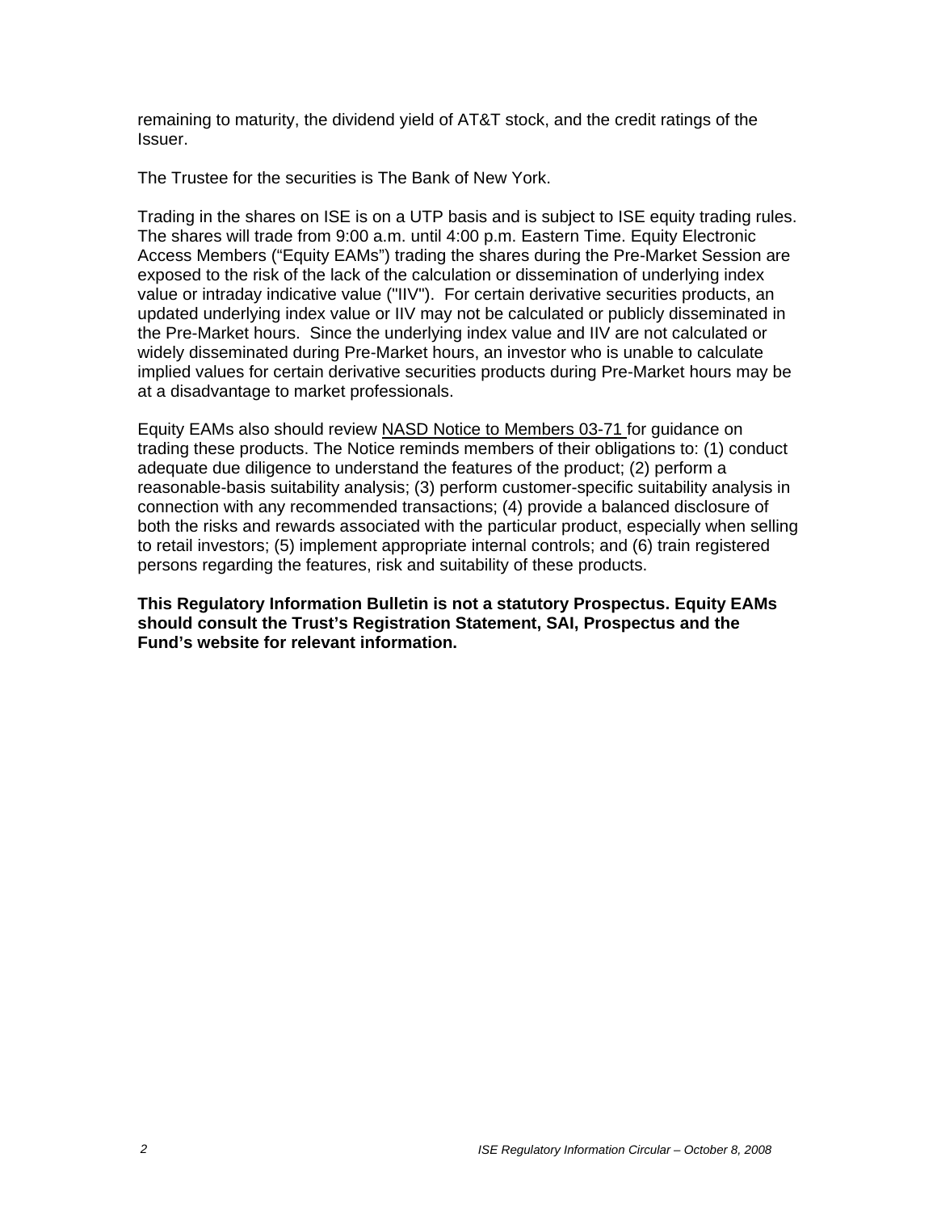remaining to maturity, the dividend yield of AT&T stock, and the credit ratings of the Issuer.

The Trustee for the securities is The Bank of New York.

Trading in the shares on ISE is on a UTP basis and is subject to ISE equity trading rules. The shares will trade from 9:00 a.m. until 4:00 p.m. Eastern Time. Equity Electronic Access Members ("Equity EAMs") trading the shares during the Pre-Market Session are exposed to the risk of the lack of the calculation or dissemination of underlying index value or intraday indicative value ("IIV"). For certain derivative securities products, an updated underlying index value or IIV may not be calculated or publicly disseminated in the Pre-Market hours. Since the underlying index value and IIV are not calculated or widely disseminated during Pre-Market hours, an investor who is unable to calculate implied values for certain derivative securities products during Pre-Market hours may be at a disadvantage to market professionals.

Equity EAMs also should review NASD Notice to Members 03-71 for guidance on trading these products. The Notice reminds members of their obligations to: (1) conduct adequate due diligence to understand the features of the product; (2) perform a reasonable-basis suitability analysis; (3) perform customer-specific suitability analysis in connection with any recommended transactions; (4) provide a balanced disclosure of both the risks and rewards associated with the particular product, especially when selling to retail investors; (5) implement appropriate internal controls; and (6) train registered persons regarding the features, risk and suitability of these products.

**This Regulatory Information Bulletin is not a statutory Prospectus. Equity EAMs should consult the Trust's Registration Statement, SAI, Prospectus and the Fund's website for relevant information.**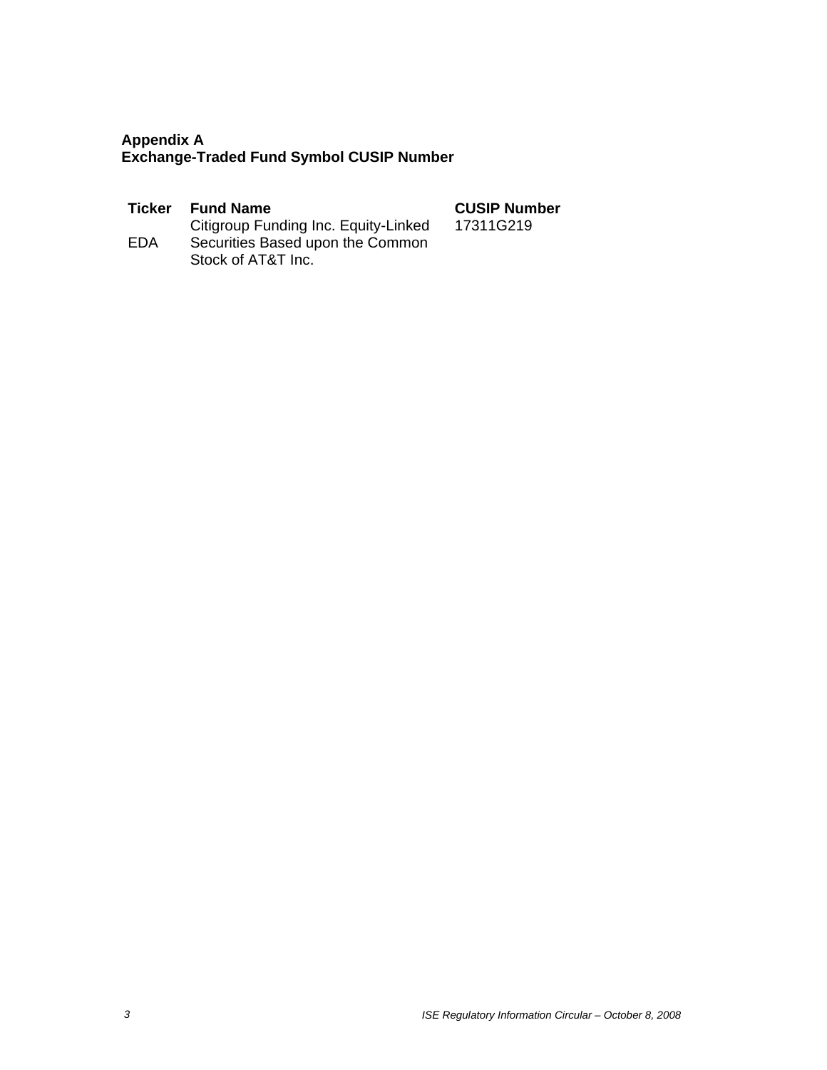**Appendix A**
**Exchange-Traded Fund Symbol CUSIP Number**

| Ticker | Fund Name | CUSIP Number |
| --- | --- | --- |
| EDA | Citigroup Funding Inc. Equity-Linked Securities Based upon the Common Stock of AT&T Inc. | 17311G219 |